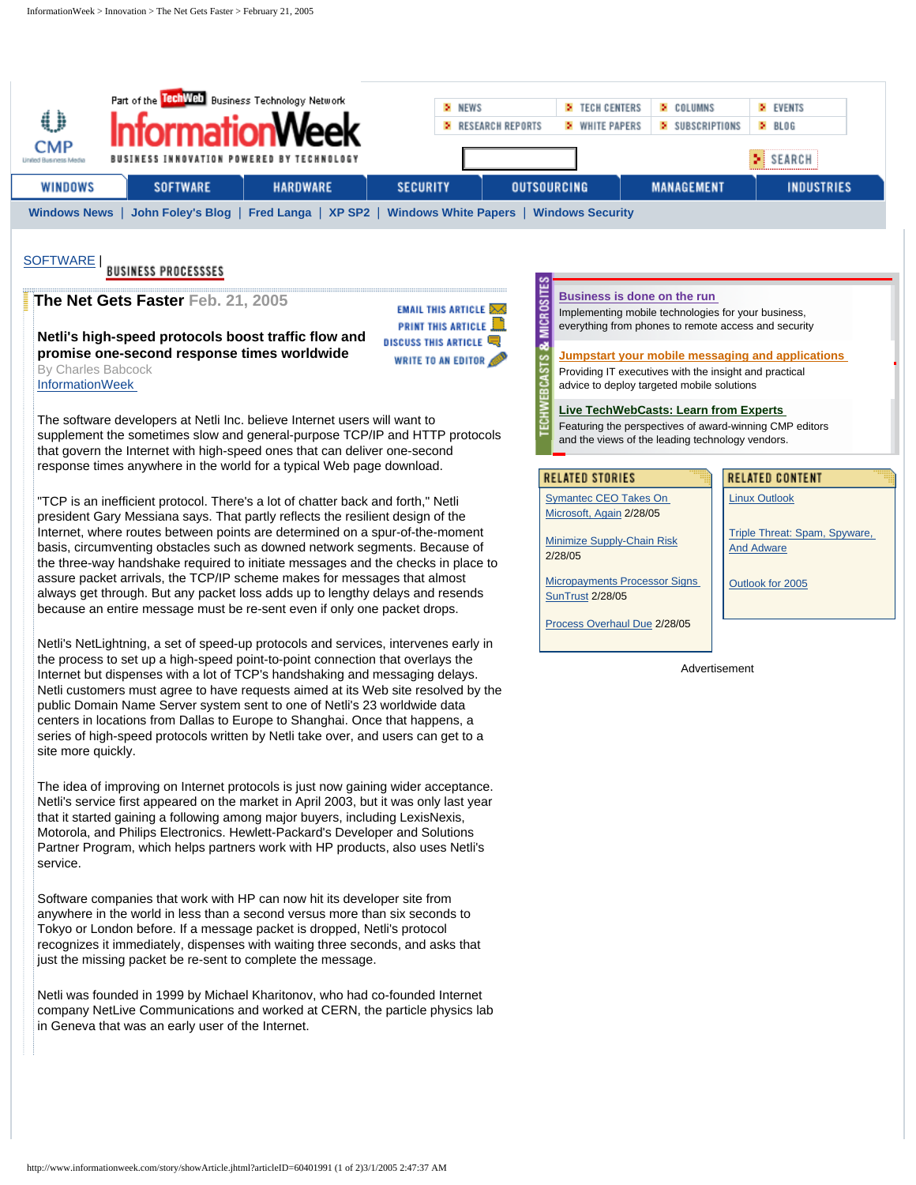SOFTWARE | BUSINESS PROCESSSES

# The Net Gets Faster Feb. 21, 2005

EMAIL THIS ARTICLE
PRINT THIS ARTICLE
DISCUSS THIS ARTICLE
WRITE TO AN EDITOR

**Netli's high-speed protocols boost traffic flow and promise one-second response times worldwide**

By Charles Babcock
InformationWeek

The software developers at Netli Inc. believe Internet users will want to supplement the sometimes slow and general-purpose TCP/IP and HTTP protocols that govern the Internet with high-speed ones that can deliver one-second response times anywhere in the world for a typical Web page download.

"TCP is an inefficient protocol. There's a lot of chatter back and forth," Netli president Gary Messiana says. That partly reflects the resilient design of the Internet, where routes between points are determined on a spur-of-the-moment basis, circumventing obstacles such as downed network segments. Because of the three-way handshake required to initiate messages and the checks in place to assure packet arrivals, the TCP/IP scheme makes for messages that almost always get through. But any packet loss adds up to lengthy delays and resends because an entire message must be re-sent even if only one packet drops.

Netli's NetLightning, a set of speed-up protocols and services, intervenes early in the process to set up a high-speed point-to-point connection that overlays the Internet but dispenses with a lot of TCP's handshaking and messaging delays. Netli customers must agree to have requests aimed at its Web site resolved by the public Domain Name Server system sent to one of Netli's 23 worldwide data centers in locations from Dallas to Europe to Shanghai. Once that happens, a series of high-speed protocols written by Netli take over, and users can get to a site more quickly.

The idea of improving on Internet protocols is just now gaining wider acceptance. Netli's service first appeared on the market in April 2003, but it was only last year that it started gaining a following among major buyers, including LexisNexis, Motorola, and Philips Electronics. Hewlett-Packard's Developer and Solutions Partner Program, which helps partners work with HP products, also uses Netli's service.

Software companies that work with HP can now hit its developer site from anywhere in the world in less than a second versus more than six seconds to Tokyo or London before. If a message packet is dropped, Netli's protocol recognizes it immediately, dispenses with waiting three seconds, and asks that just the missing packet be re-sent to complete the message.

Netli was founded in 1999 by Michael Kharitonov, who had co-founded Internet company NetLive Communications and worked at CERN, the particle physics lab in Geneva that was an early user of the Internet.

TECHWEBCASTS & MICROSITES

**Business is done on the run**
Implementing mobile technologies for your business, everything from phones to remote access and security

**Jumpstart your mobile messaging and applications**
Providing IT executives with the insight and practical advice to deploy targeted mobile solutions

**Live TechWebCasts: Learn from Experts**
Featuring the perspectives of award-winning CMP editors and the views of the leading technology vendors.

RELATED STORIES

- Symantec CEO Takes On Microsoft, Again 2/28/05
- Minimize Supply-Chain Risk 2/28/05
- Micropayments Processor Signs SunTrust 2/28/05
- Process Overhaul Due 2/28/05

RELATED CONTENT

- Linux Outlook
- Triple Threat: Spam, Spyware, And Adware
- Outlook for 2005

Advertisement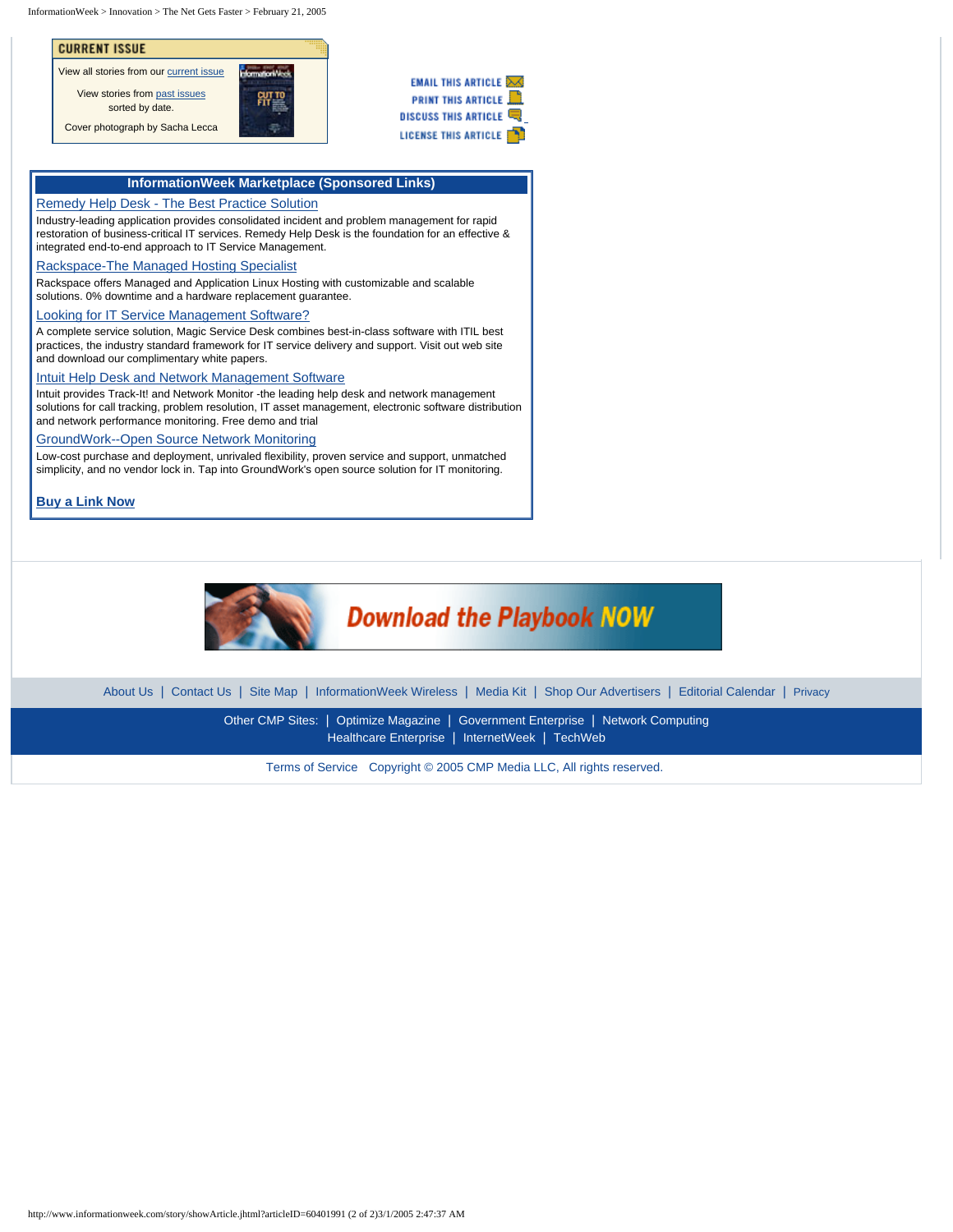**CURRENT ISSUE**

View all stories from our current issue

View stories from past issues sorted by date.

Cover photograph by Sacha Lecca

EMAIL THIS ARTICLE
PRINT THIS ARTICLE
DISCUSS THIS ARTICLE
LICENSE THIS ARTICLE

**InformationWeek Marketplace (Sponsored Links)**

Remedy Help Desk - The Best Practice Solution

Industry-leading application provides consolidated incident and problem management for rapid restoration of business-critical IT services. Remedy Help Desk is the foundation for an effective & integrated end-to-end approach to IT Service Management.

Rackspace-The Managed Hosting Specialist

Rackspace offers Managed and Application Linux Hosting with customizable and scalable solutions. 0% downtime and a hardware replacement guarantee.

Looking for IT Service Management Software?

A complete service solution, Magic Service Desk combines best-in-class software with ITIL best practices, the industry standard framework for IT service delivery and support. Visit out web site and download our complimentary white papers.

Intuit Help Desk and Network Management Software

Intuit provides Track-It! and Network Monitor -the leading help desk and network management solutions for call tracking, problem resolution, IT asset management, electronic software distribution and network performance monitoring. Free demo and trial

GroundWork--Open Source Network Monitoring

Low-cost purchase and deployment, unrivaled flexibility, proven service and support, unmatched simplicity, and no vendor lock in. Tap into GroundWork's open source solution for IT monitoring.

**Buy a Link Now**

Download the Playbook NOW

About Us | Contact Us | Site Map | InformationWeek Wireless | Media Kit | Shop Our Advertisers | Editorial Calendar | Privacy

Other CMP Sites: | Optimize Magazine | Government Enterprise | Network Computing
Healthcare Enterprise | InternetWeek | TechWeb

Terms of Service Copyright © 2005 CMP Media LLC, All rights reserved.